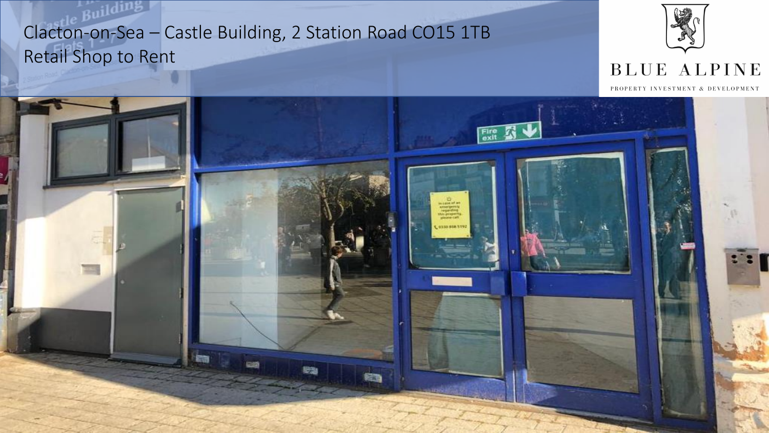# Clacton-on-Sea – Castle Building, 2 Station Road CO15 1TB

## Retail Shop to Rent

BLUE ALPINE

PROPERTY INVESTMENT & DEVELOPMENT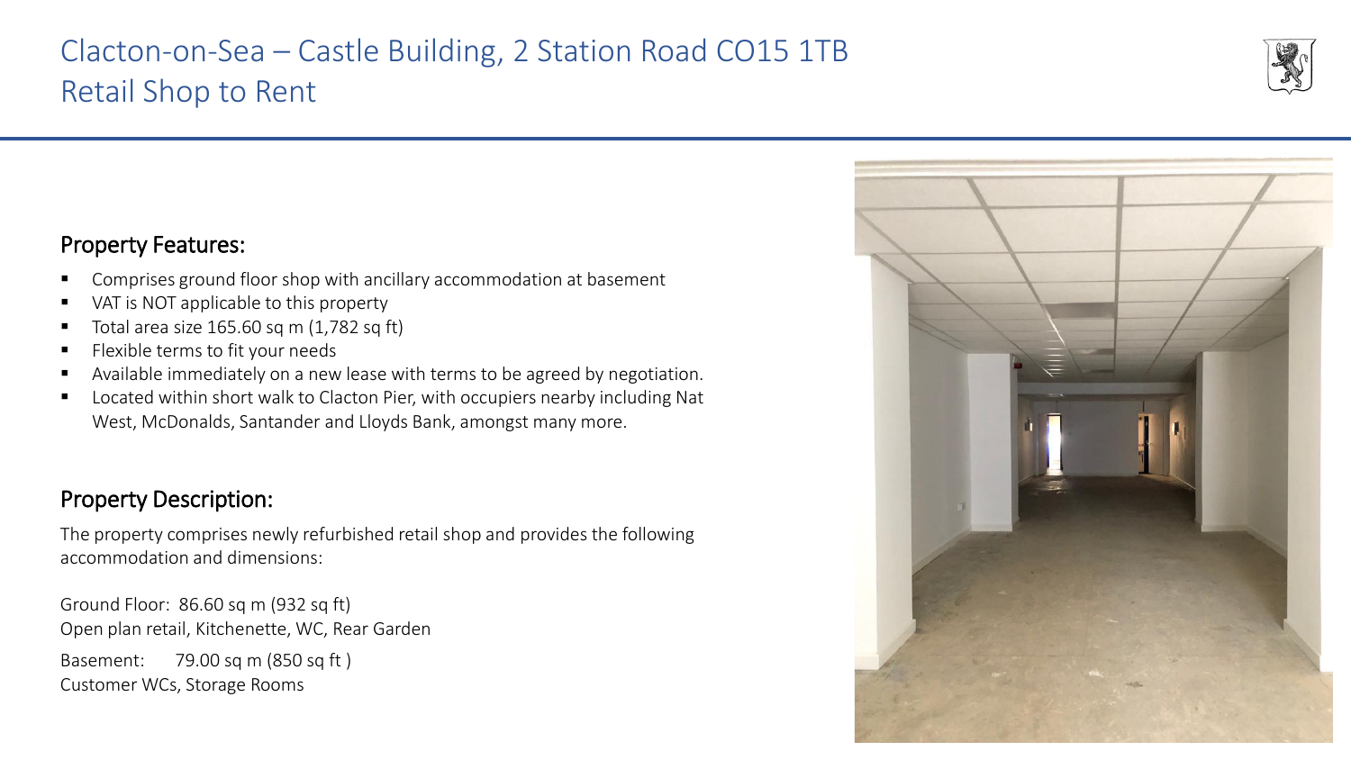# Clacton-on-Sea – Castle Building, 2 Station Road CO15 1TB
Retail Shop to Rent

## Property Features:

- Comprises ground floor shop with ancillary accommodation at basement
- VAT is NOT applicable to this property
- Total area size 165.60 sq m (1,782 sq ft)
- Flexible terms to fit your needs
- Available immediately on a new lease with terms to be agreed by negotiation.
- Located within short walk to Clacton Pier, with occupiers nearby including Nat West, McDonalds, Santander and Lloyds Bank, amongst many more.

## Property Description:

The property comprises newly refurbished retail shop and provides the following accommodation and dimensions:

Ground Floor: 86.60 sq m (932 sq ft)
Open plan retail, Kitchenette, WC, Rear Garden

Basement: 79.00 sq m (850 sq ft )
Customer WCs, Storage Rooms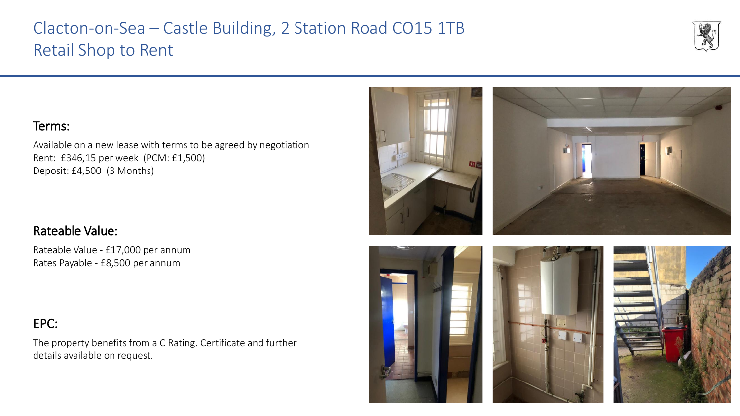# Clacton-on-Sea – Castle Building, 2 Station Road CO15 1TB
# Retail Shop to Rent

## Terms:

Available on a new lease with terms to be agreed by negotiation
Rent: £346,15 per week (PCM: £1,500)
Deposit: £4,500 (3 Months)

## Rateable Value:

Rateable Value - £17,000 per annum
Rates Payable - £8,500 per annum

## EPC:

The property benefits from a C Rating. Certificate and further details available on request.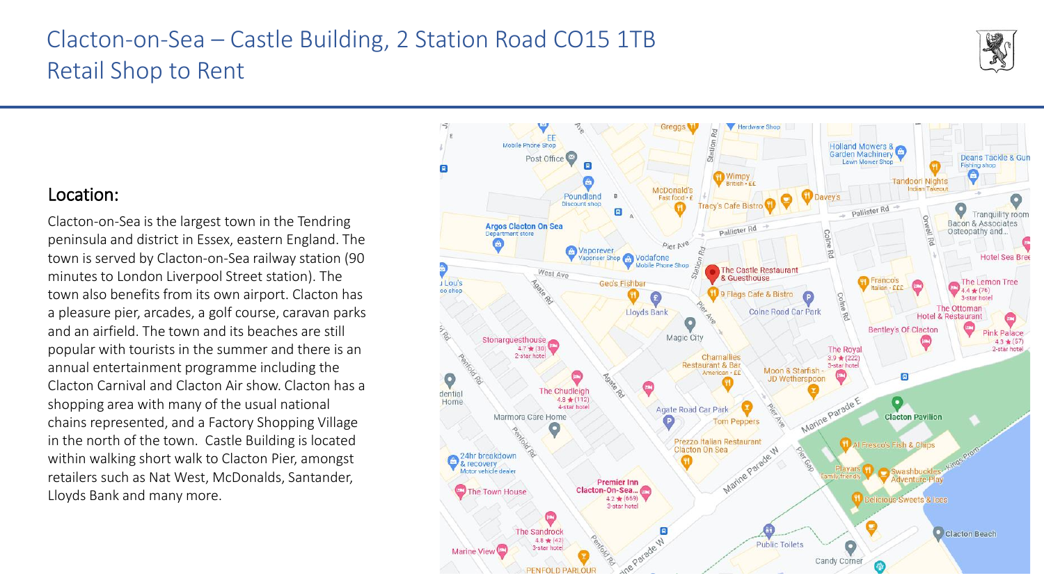# Clacton-on-Sea – Castle Building, 2 Station Road CO15 1TB
# Retail Shop to Rent

## Location:

Clacton-on-Sea is the largest town in the Tendring peninsula and district in Essex, eastern England. The town is served by Clacton-on-Sea railway station (90 minutes to London Liverpool Street station). The town also benefits from its own airport. Clacton has a pleasure pier, arcades, a golf course, caravan parks and an airfield. The town and its beaches are still popular with tourists in the summer and there is an annual entertainment programme including the Clacton Carnival and Clacton Air show. Clacton has a shopping area with many of the usual national chains represented, and a Factory Shopping Village in the north of the town. Castle Building is located within walking short walk to Clacton Pier, amongst retailers such as Nat West, McDonalds, Santander, Lloyds Bank and many more.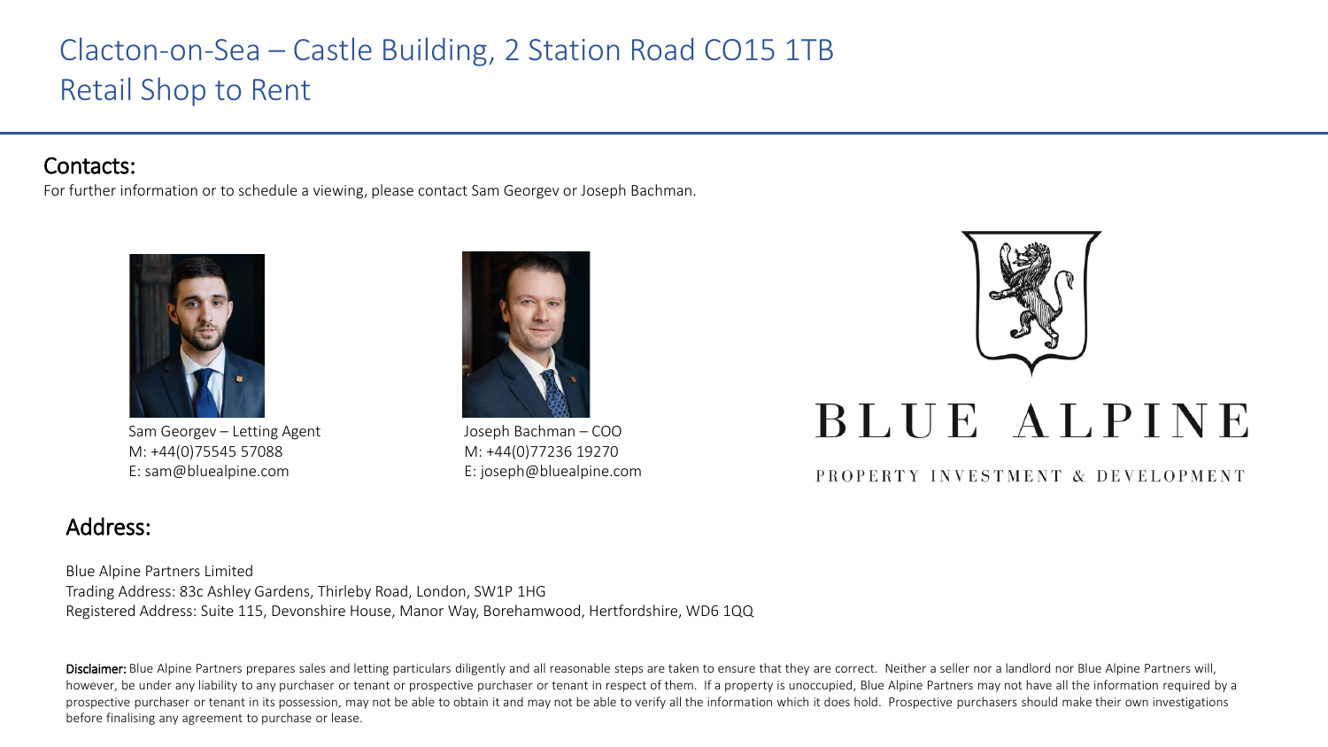# Clacton-on-Sea – Castle Building, 2 Station Road CO15 1TB
# Retail Shop to Rent

## Contacts:

For further information or to schedule a viewing, please contact Sam Georgev or Joseph Bachman.

Sam Georgev – Letting Agent
M: +44(0)75545 57088
E: sam@bluealpine.com

Joseph Bachman – COO
M: +44(0)77236 19270
E: joseph@bluealpine.com

BLUE ALPINE

PROPERTY INVESTMENT & DEVELOPMENT

## Address:

Blue Alpine Partners Limited
Trading Address: 83c Ashley Gardens, Thirleby Road, London, SW1P 1HG
Registered Address: Suite 115, Devonshire House, Manor Way, Borehamwood, Hertfordshire, WD6 1QQ

**Disclaimer:** Blue Alpine Partners prepares sales and letting particulars diligently and all reasonable steps are taken to ensure that they are correct. Neither a seller nor a landlord nor Blue Alpine Partners will, however, be under any liability to any purchaser or tenant or prospective purchaser or tenant in respect of them. If a property is unoccupied, Blue Alpine Partners may not have all the information required by a prospective purchaser or tenant in its possession, may not be able to obtain it and may not be able to verify all the information which it does hold. Prospective purchasers should make their own investigations before finalising any agreement to purchase or lease.